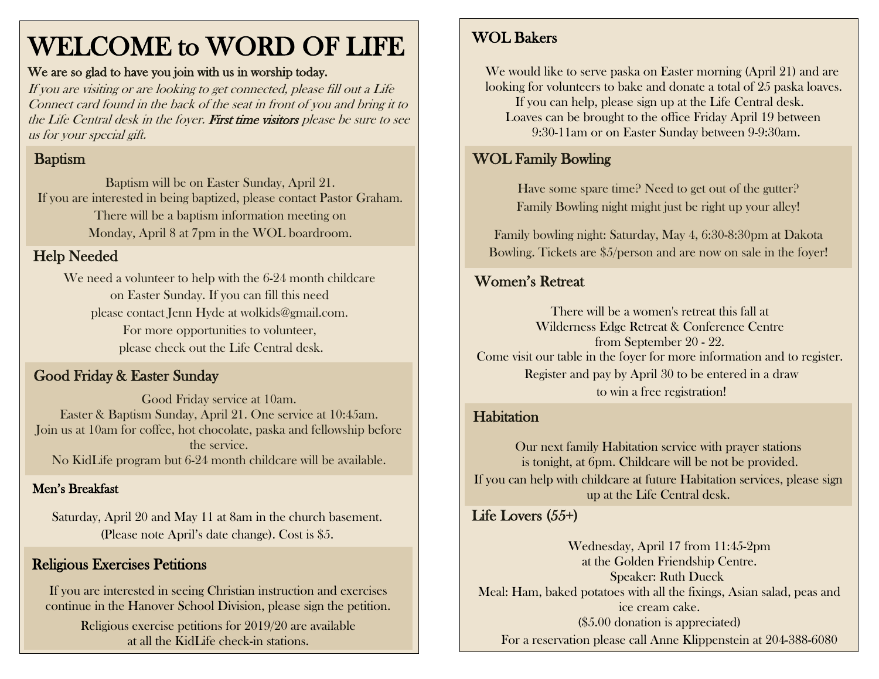# WELCOME to WORD OF LIFE

**We are so glad to have you join with us in worship today.**

*If you are visiting or are looking to get connected, please fill out a Life Connect card found in the back of the seat in front of you and bring it to the Life Central desk in the foyer.* ***First time visitors*** *please be sure to see us for your special gift.*

## Baptism

Baptism will be on Easter Sunday, April 21.
If you are interested in being baptized, please contact Pastor Graham.
There will be a baptism information meeting on
Monday, April 8 at 7pm in the WOL boardroom.

## Help Needed

We need a volunteer to help with the 6-24 month childcare
on Easter Sunday. If you can fill this need
please contact Jenn Hyde at wolkids@gmail.com.
For more opportunities to volunteer,
please check out the Life Central desk.

## Good Friday & Easter Sunday

Good Friday service at 10am.
Easter & Baptism Sunday, April 21. One service at 10:45am.
Join us at 10am for coffee, hot chocolate, paska and fellowship before the service.
No KidLife program but 6-24 month childcare will be available.

## Men's Breakfast

Saturday, April 20 and May 11 at 8am in the church basement.
(Please note April's date change). Cost is $5.

## Religious Exercises Petitions

If you are interested in seeing Christian instruction and exercises continue in the Hanover School Division, please sign the petition.

Religious exercise petitions for 2019/20 are available
at all the KidLife check-in stations.

## WOL Bakers

We would like to serve paska on Easter morning (April 21) and are looking for volunteers to bake and donate a total of 25 paska loaves.
If you can help, please sign up at the Life Central desk.
Loaves can be brought to the office Friday April 19 between
9:30-11am or on Easter Sunday between 9-9:30am.

## WOL Family Bowling

Have some spare time? Need to get out of the gutter?
Family Bowling night might just be right up your alley!

Family bowling night: Saturday, May 4, 6:30-8:30pm at Dakota Bowling. Tickets are $5/person and are now on sale in the foyer!

## Women's Retreat

There will be a women's retreat this fall at
Wilderness Edge Retreat & Conference Centre
from September 20 - 22.
Come visit our table in the foyer for more information and to register.
Register and pay by April 30 to be entered in a draw
to win a free registration!

## Habitation

Our next family Habitation service with prayer stations
is tonight, at 6pm. Childcare will be not be provided.
If you can help with childcare at future Habitation services, please sign up at the Life Central desk.

## Life Lovers (55+)

Wednesday, April 17 from 11:45-2pm
at the Golden Friendship Centre.
Speaker: Ruth Dueck
Meal: Ham, baked potatoes with all the fixings, Asian salad, peas and ice cream cake.
($5.00 donation is appreciated)
For a reservation please call Anne Klippenstein at 204-388-6080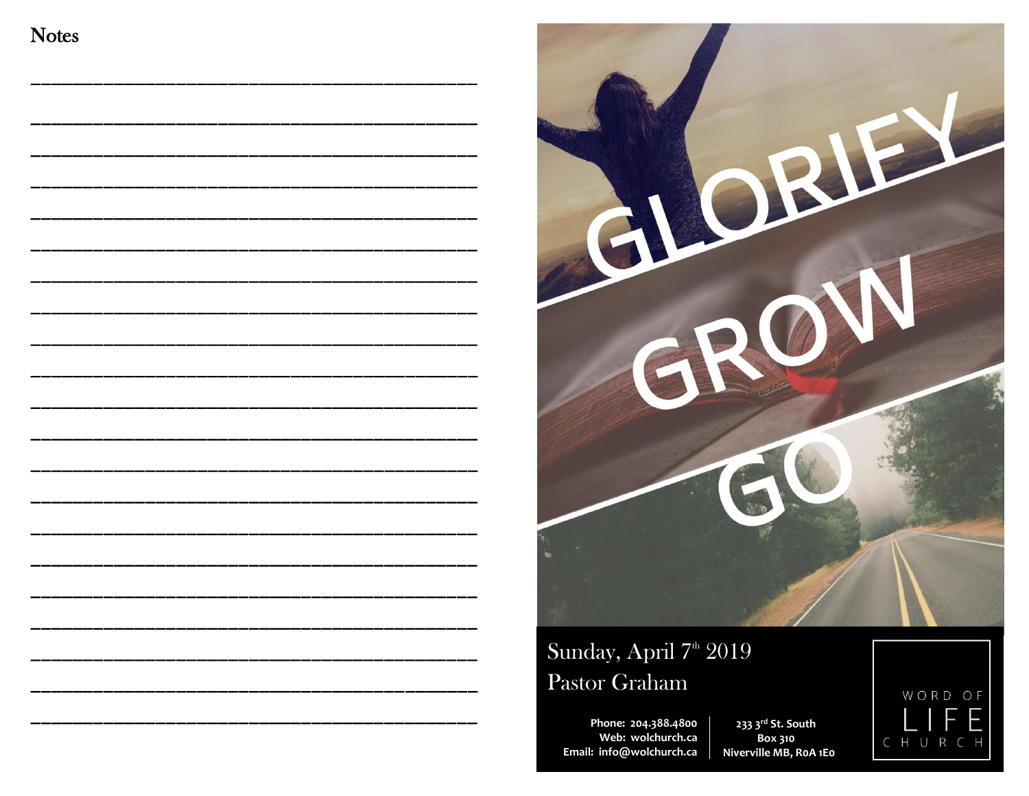## Notes

________________________________________________

________________________________________________

________________________________________________

________________________________________________

________________________________________________

________________________________________________

________________________________________________

________________________________________________

________________________________________________

________________________________________________

________________________________________________

________________________________________________

________________________________________________

________________________________________________

________________________________________________

________________________________________________

________________________________________________

________________________________________________

________________________________________________

________________________________________________

________________________________________________

GLORIFY

GROW

GO

Sunday, April 7th 2019

Pastor Graham

**Phone: 204.388.4800**
**Web: wolchurch.ca**
**Email: info@wolchurch.ca**

**233 3rd St. South**
**Box 310**
**Niverville MB, R0A 1E0**

WORD OF LIFE CHURCH